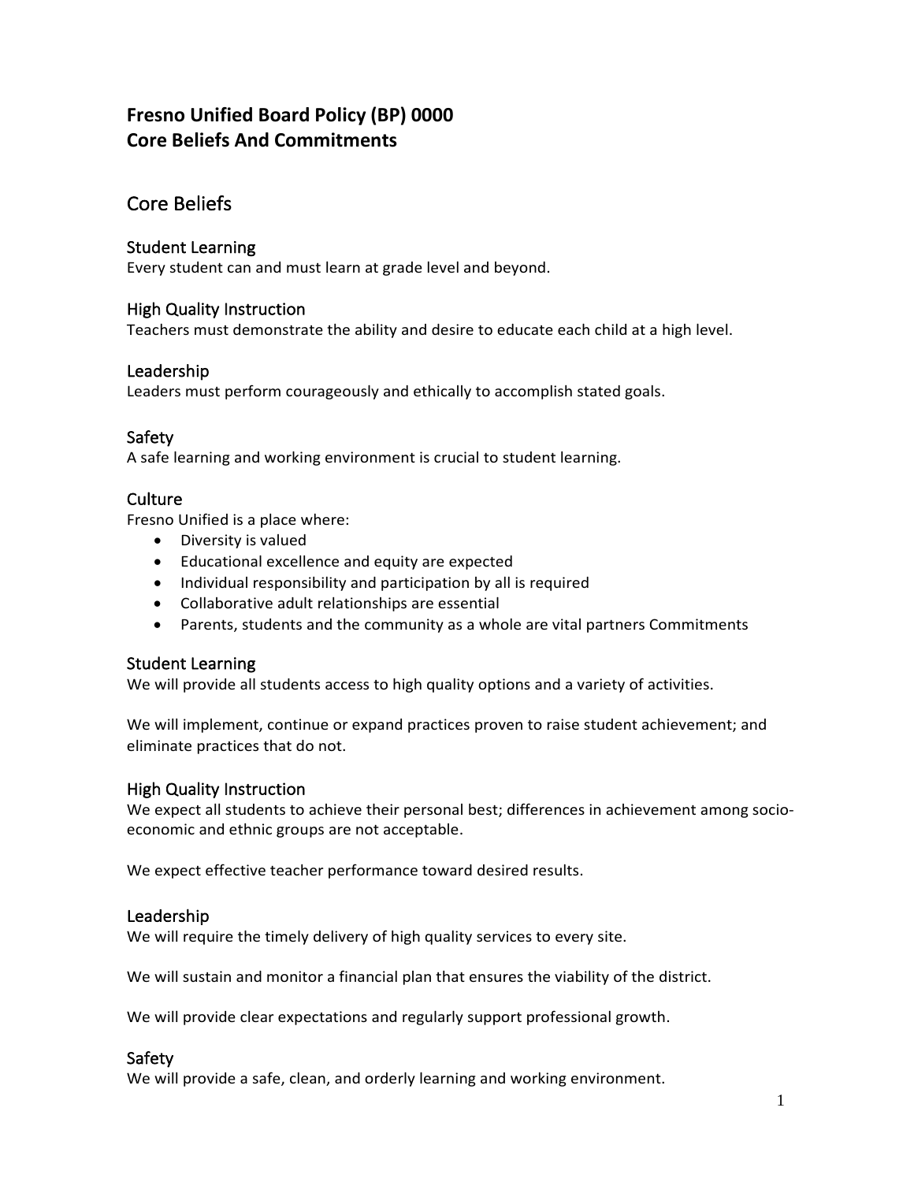# Fresno Unified Board Policy (BP) 0000
# Core Beliefs And Commitments

## Core Beliefs

### Student Learning
Every student can and must learn at grade level and beyond.

### High Quality Instruction
Teachers must demonstrate the ability and desire to educate each child at a high level.

### Leadership
Leaders must perform courageously and ethically to accomplish stated goals.

### Safety
A safe learning and working environment is crucial to student learning.

### Culture
Fresno Unified is a place where:

- Diversity is valued
- Educational excellence and equity are expected
- Individual responsibility and participation by all is required
- Collaborative adult relationships are essential
- Parents, students and the community as a whole are vital partners Commitments

### Student Learning
We will provide all students access to high quality options and a variety of activities.

We will implement, continue or expand practices proven to raise student achievement; and eliminate practices that do not.

### High Quality Instruction
We expect all students to achieve their personal best; differences in achievement among socio-economic and ethnic groups are not acceptable.

We expect effective teacher performance toward desired results.

### Leadership
We will require the timely delivery of high quality services to every site.

We will sustain and monitor a financial plan that ensures the viability of the district.

We will provide clear expectations and regularly support professional growth.

### Safety
We will provide a safe, clean, and orderly learning and working environment.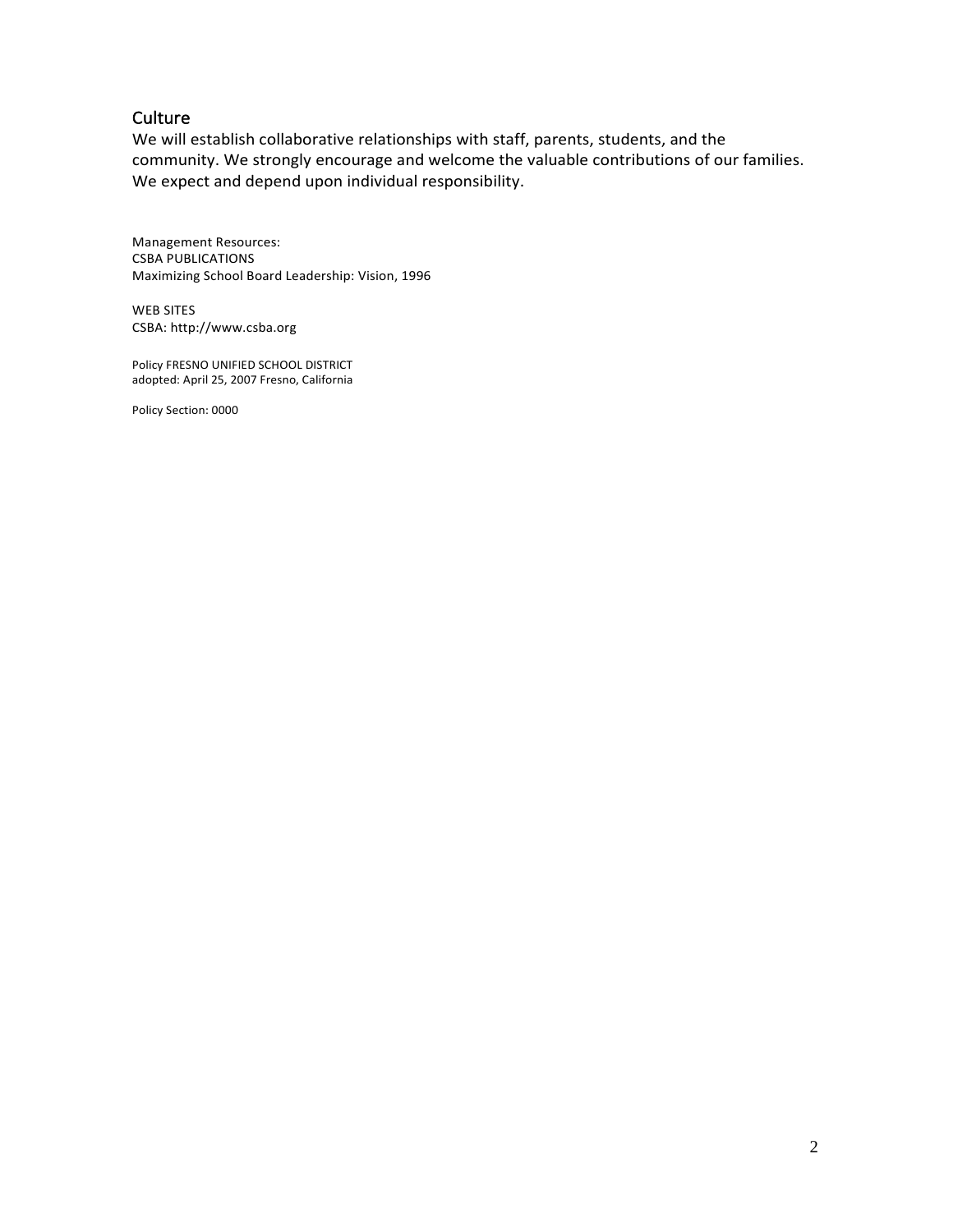## Culture

We will establish collaborative relationships with staff, parents, students, and the community. We strongly encourage and welcome the valuable contributions of our families. We expect and depend upon individual responsibility.

Management Resources:
CSBA PUBLICATIONS
Maximizing School Board Leadership: Vision, 1996

WEB SITES
CSBA: http://www.csba.org

Policy FRESNO UNIFIED SCHOOL DISTRICT
adopted: April 25, 2007 Fresno, California

Policy Section: 0000